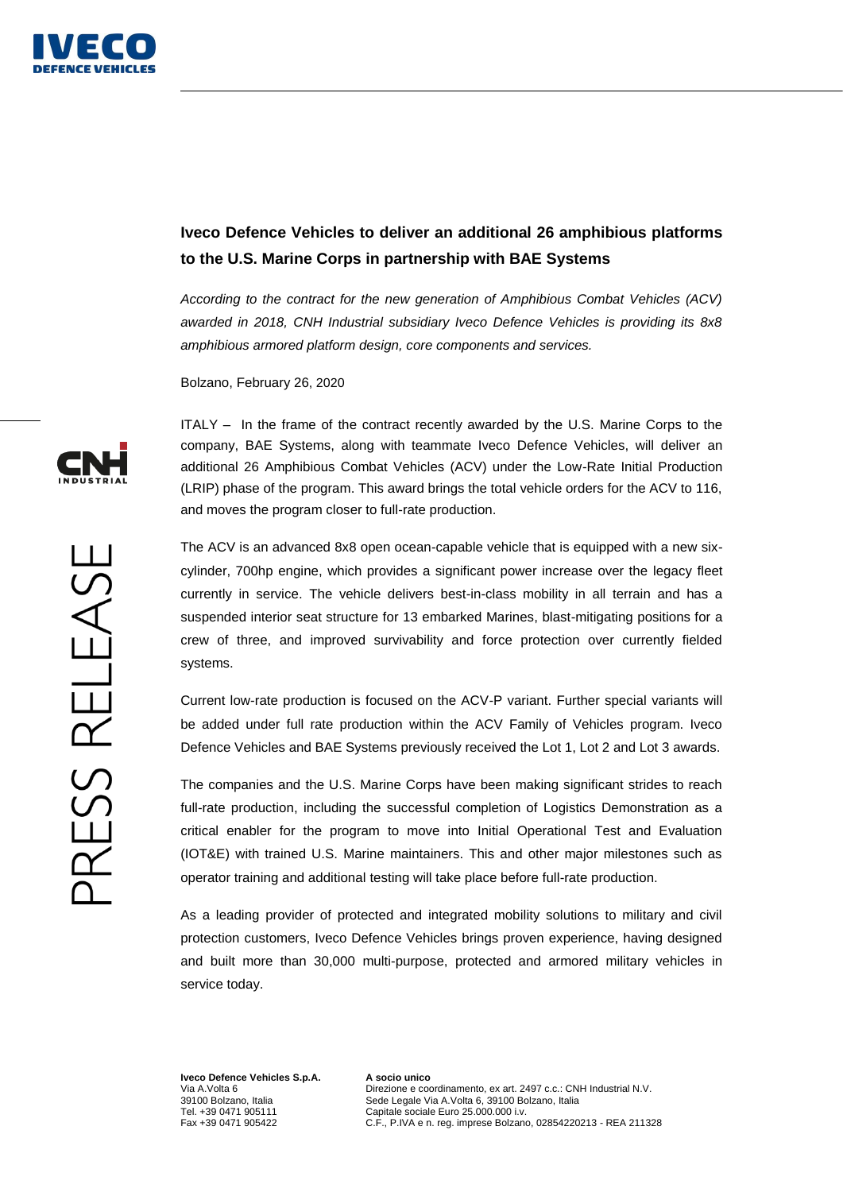# Iveco Defence Vehicles to deliver an additional 26 amphibious platforms to the U.S. Marine Corps in partnership with BAE Systems

*According to the contract for the new generation of Amphibious Combat Vehicles (ACV) awarded in 2018, CNH Industrial subsidiary Iveco Defence Vehicles is providing its 8x8 amphibious armored platform design, core components and services.*

Bolzano, February 26, 2020

ITALY – In the frame of the contract recently awarded by the U.S. Marine Corps to the company, BAE Systems, along with teammate Iveco Defence Vehicles, will deliver an additional 26 Amphibious Combat Vehicles (ACV) under the Low-Rate Initial Production (LRIP) phase of the program. This award brings the total vehicle orders for the ACV to 116, and moves the program closer to full-rate production.

The ACV is an advanced 8x8 open ocean-capable vehicle that is equipped with a new six-cylinder, 700hp engine, which provides a significant power increase over the legacy fleet currently in service. The vehicle delivers best-in-class mobility in all terrain and has a suspended interior seat structure for 13 embarked Marines, blast-mitigating positions for a crew of three, and improved survivability and force protection over currently fielded systems.

Current low-rate production is focused on the ACV-P variant. Further special variants will be added under full rate production within the ACV Family of Vehicles program. Iveco Defence Vehicles and BAE Systems previously received the Lot 1, Lot 2 and Lot 3 awards.

The companies and the U.S. Marine Corps have been making significant strides to reach full-rate production, including the successful completion of Logistics Demonstration as a critical enabler for the program to move into Initial Operational Test and Evaluation (IOT&E) with trained U.S. Marine maintainers. This and other major milestones such as operator training and additional testing will take place before full-rate production.

As a leading provider of protected and integrated mobility solutions to military and civil protection customers, Iveco Defence Vehicles brings proven experience, having designed and built more than 30,000 multi-purpose, protected and armored military vehicles in service today.

**Iveco Defence Vehicles S.p.A.**
Via A.Volta 6
39100 Bolzano, Italia
Tel. +39 0471 905111
Fax +39 0471 905422

**A socio unico**
Direzione e coordinamento, ex art. 2497 c.c.: CNH Industrial N.V.
Sede Legale Via A.Volta 6, 39100 Bolzano, Italia
Capitale sociale Euro 25.000.000 i.v.
C.F., P.IVA e n. reg. imprese Bolzano, 02854220213 - REA 211328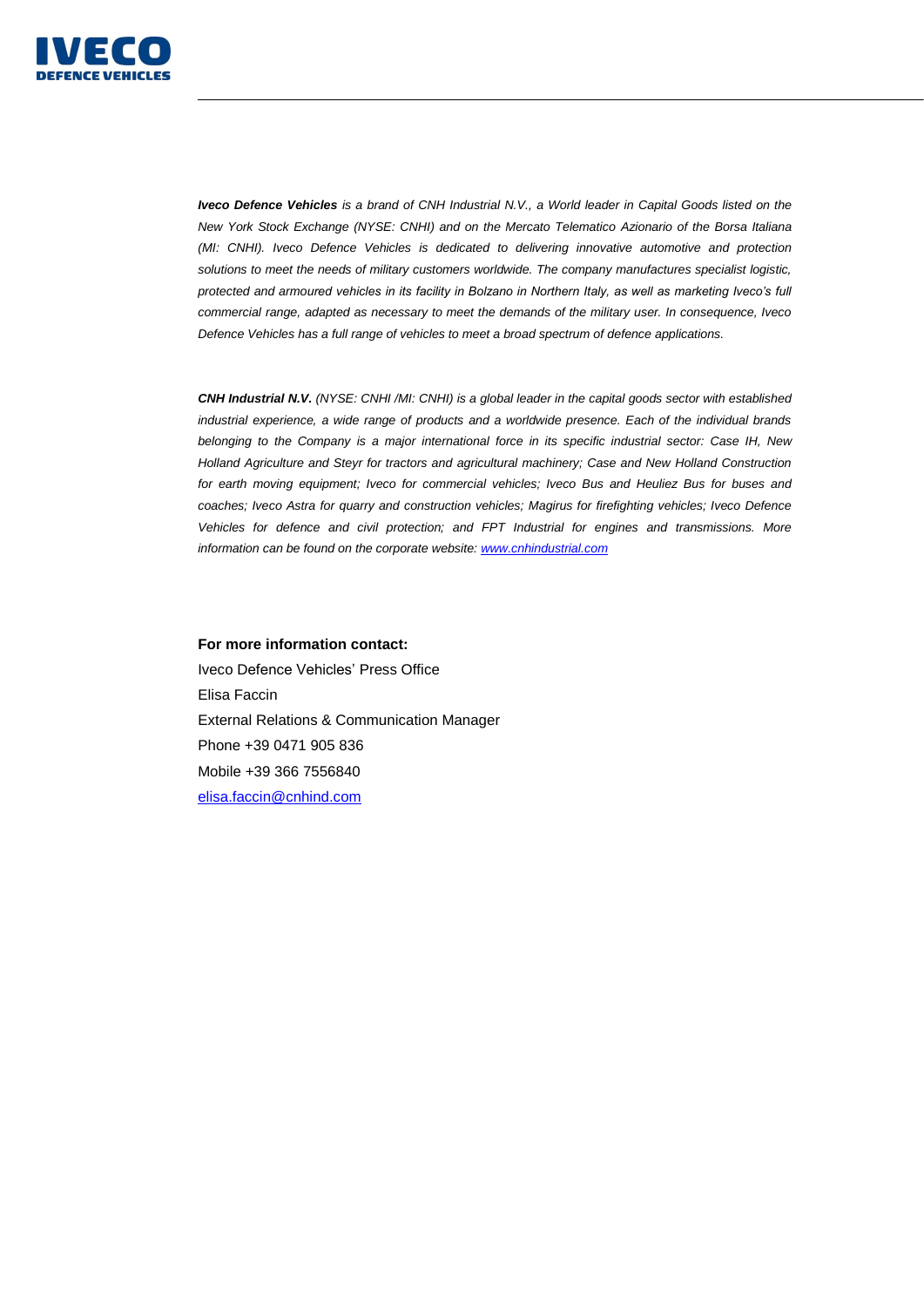***Iveco Defence Vehicles** is a brand of CNH Industrial N.V., a World leader in Capital Goods listed on the New York Stock Exchange (NYSE: CNHI) and on the Mercato Telematico Azionario of the Borsa Italiana (MI: CNHI). Iveco Defence Vehicles is dedicated to delivering innovative automotive and protection solutions to meet the needs of military customers worldwide. The company manufactures specialist logistic, protected and armoured vehicles in its facility in Bolzano in Northern Italy, as well as marketing Iveco's full commercial range, adapted as necessary to meet the demands of the military user. In consequence, Iveco Defence Vehicles has a full range of vehicles to meet a broad spectrum of defence applications.*

***CNH Industrial N.V.** (NYSE: CNHI /MI: CNHI) is a global leader in the capital goods sector with established industrial experience, a wide range of products and a worldwide presence. Each of the individual brands belonging to the Company is a major international force in its specific industrial sector: Case IH, New Holland Agriculture and Steyr for tractors and agricultural machinery; Case and New Holland Construction for earth moving equipment; Iveco for commercial vehicles; Iveco Bus and Heuliez Bus for buses and coaches; Iveco Astra for quarry and construction vehicles; Magirus for firefighting vehicles; Iveco Defence Vehicles for defence and civil protection; and FPT Industrial for engines and transmissions. More information can be found on the corporate website: [www.cnhindustrial.com](http://www.cnhindustrial.com)*

**For more information contact:**

Iveco Defence Vehicles' Press Office
Elisa Faccin
External Relations & Communication Manager
Phone +39 0471 905 836
Mobile +39 366 7556840
[elisa.faccin@cnhind.com](mailto:elisa.faccin@cnhind.com)